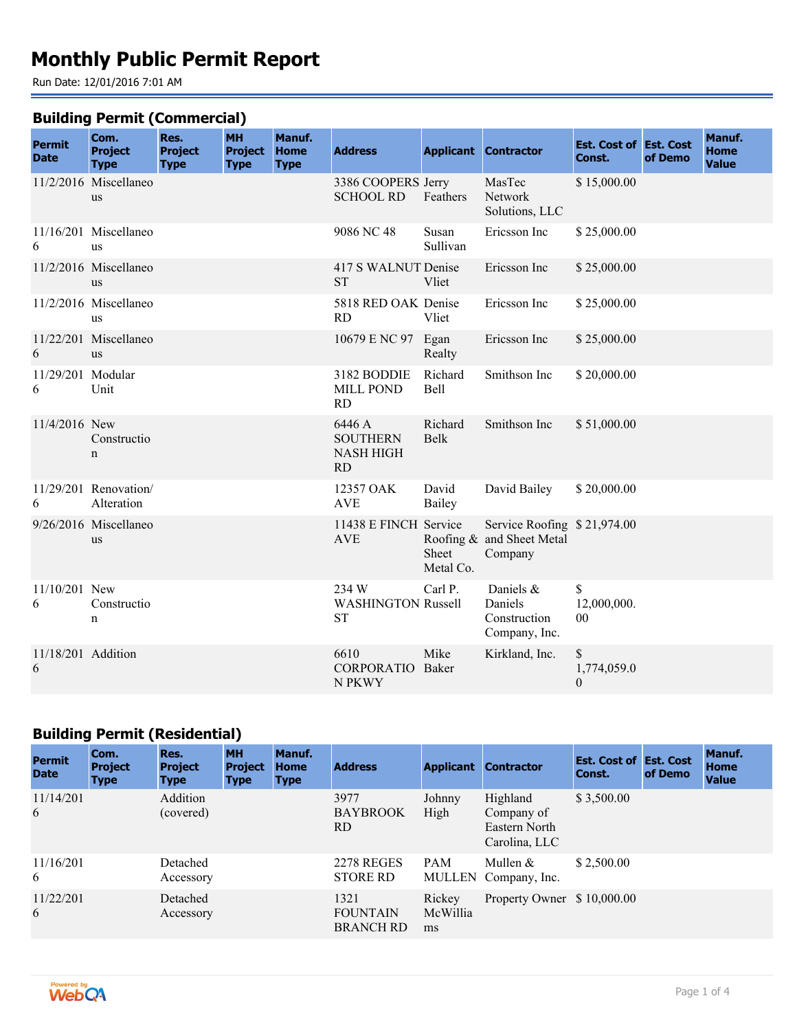# Monthly Public Permit Report

Run Date: 12/01/2016 7:01 AM

## Building Permit (Commercial)

| Permit Date | Com. Project Type | Res. Project Type | MH Project Type | Manuf. Home Type | Address | Applicant | Contractor | Est. Cost of Const. | Est. Cost of Demo | Manuf. Home Value |
|---|---|---|---|---|---|---|---|---|---|---|
| 11/2/2016 | Miscellaneous | | | | 3386 COOPERS SCHOOL RD | Jerry Feathers | MasTec Network Solutions, LLC | $ 15,000.00 | | |
| 11/16/2016 | Miscellaneous | | | | 9086 NC 48 | Susan Sullivan | Ericsson Inc | $ 25,000.00 | | |
| 11/2/2016 | Miscellaneous | | | | 417 S WALNUT ST | Denise Vliet | Ericsson Inc | $ 25,000.00 | | |
| 11/2/2016 | Miscellaneous | | | | 5818 RED OAK RD | Denise Vliet | Ericsson Inc | $ 25,000.00 | | |
| 11/22/2016 | Miscellaneous | | | | 10679 E NC 97 | Egan Realty | Ericsson Inc | $ 25,000.00 | | |
| 11/29/2016 | Modular Unit | | | | 3182 BODDIE MILL POND RD | Richard Bell | Smithson Inc | $ 20,000.00 | | |
| 11/4/2016 | New Construction | | | | 6446 A SOUTHERN NASH HIGH RD | Richard Belk | Smithson Inc | $ 51,000.00 | | |
| 11/29/2016 | Renovation/ Alteration | | | | 12357 OAK AVE | David Bailey | David Bailey | $ 20,000.00 | | |
| 9/26/2016 | Miscellaneous | | | | 11438 E FINCH AVE | Service Roofing & Sheet Metal Co. | Service Roofing and Sheet Metal Company | $ 21,974.00 | | |
| 11/10/2016 | New Construction | | | | 234 W WASHINGTON ST | Carl P. Russell | Daniels & Daniels Construction Company, Inc. | $ 12,000,000.00 | | |
| 11/18/2016 | Addition | | | | 6610 CORPORATION PKWY | Mike Baker | Kirkland, Inc. | $ 1,774,059.00 | | |

## Building Permit (Residential)

| Permit Date | Com. Project Type | Res. Project Type | MH Project Type | Manuf. Home Type | Address | Applicant | Contractor | Est. Cost of Const. | Est. Cost of Demo | Manuf. Home Value |
|---|---|---|---|---|---|---|---|---|---|---|
| 11/14/2016 | | Addition (covered) | | | 3977 BAYBROOK RD | Johnny High | Highland Company of Eastern North Carolina, LLC | $ 3,500.00 | | |
| 11/16/2016 | | Detached Accessory | | | 2278 REGES STORE RD | PAM MULLEN | Mullen & Company, Inc. | $ 2,500.00 | | |
| 11/22/2016 | | Detached Accessory | | | 1321 FOUNTAIN BRANCH RD | Rickey McWilliams | Property Owner | $ 10,000.00 | | |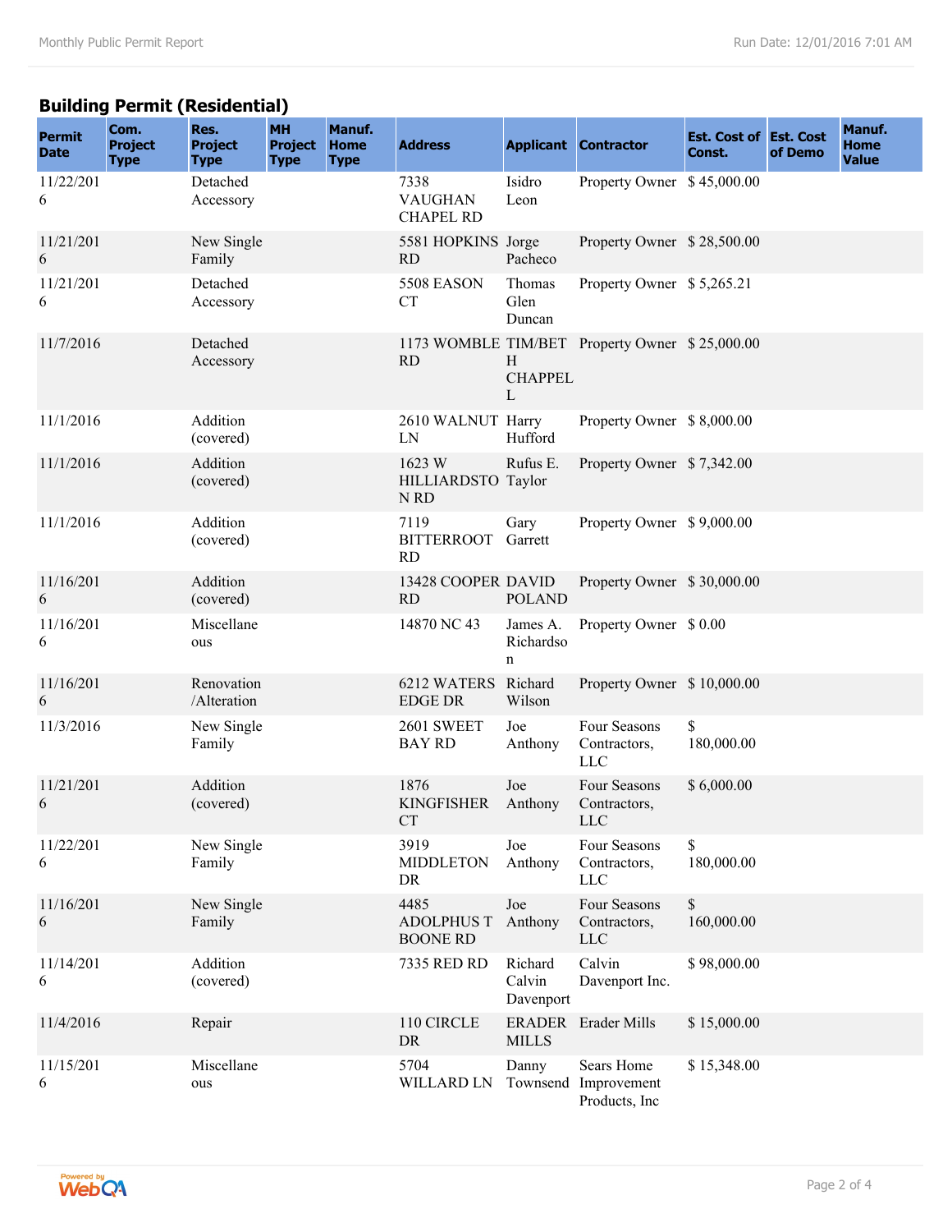## Building Permit (Residential)

| Permit Date | Com. Project Type | Res. Project Type | MH Project Type | Manuf. Home Type | Address | Applicant | Contractor | Est. Cost of Const. | Est. Cost of Demo | Manuf. Home Value |
|---|---|---|---|---|---|---|---|---|---|---|
| 11/22/2016 | | Detached Accessory | | | 7338 VAUGHAN CHAPEL RD | Isidro Leon | Property Owner | $ 45,000.00 | | |
| 11/21/2016 | | New Single Family | | | 5581 HOPKINS RD | Jorge Pacheco | Property Owner | $ 28,500.00 | | |
| 11/21/2016 | | Detached Accessory | | | 5508 EASON CT | Thomas Glen Duncan | Property Owner | $ 5,265.21 | | |
| 11/7/2016 | | Detached Accessory | | | 1173 WOMBLE RD | TIM/BETH CHAPPELL | Property Owner | $ 25,000.00 | | |
| 11/1/2016 | | Addition (covered) | | | 2610 WALNUT LN | Harry Hufford | Property Owner | $ 8,000.00 | | |
| 11/1/2016 | | Addition (covered) | | | 1623 W HILLIARDSTON RD | Rufus E. Taylor | Property Owner | $ 7,342.00 | | |
| 11/1/2016 | | Addition (covered) | | | 7119 BITTERROOT RD | Gary Garrett | Property Owner | $ 9,000.00 | | |
| 11/16/2016 | | Addition (covered) | | | 13428 COOPER RD | DAVID POLAND | Property Owner | $ 30,000.00 | | |
| 11/16/2016 | | Miscellaneous | | | 14870 NC 43 | James A. Richardson | Property Owner | $ 0.00 | | |
| 11/16/2016 | | Renovation /Alteration | | | 6212 WATERS EDGE DR | Richard Wilson | Property Owner | $ 10,000.00 | | |
| 11/3/2016 | | New Single Family | | | 2601 SWEET BAY RD | Joe Anthony | Four Seasons Contractors, LLC | $ 180,000.00 | | |
| 11/21/2016 | | Addition (covered) | | | 1876 KINGFISHER CT | Joe Anthony | Four Seasons Contractors, LLC | $ 6,000.00 | | |
| 11/22/2016 | | New Single Family | | | 3919 MIDDLETON DR | Joe Anthony | Four Seasons Contractors, LLC | $ 180,000.00 | | |
| 11/16/2016 | | New Single Family | | | 4485 ADOLPHUS T BOONE RD | Joe Anthony | Four Seasons Contractors, LLC | $ 160,000.00 | | |
| 11/14/2016 | | Addition (covered) | | | 7335 RED RD | Richard Calvin Davenport | Calvin Davenport Inc. | $ 98,000.00 | | |
| 11/4/2016 | | Repair | | | 110 CIRCLE DR | ERADER MILLS | Erader Mills | $ 15,000.00 | | |
| 11/15/2016 | | Miscellaneous | | | 5704 WILLARD LN | Danny Townsend | Sears Home Improvement Products, Inc | $ 15,348.00 | | |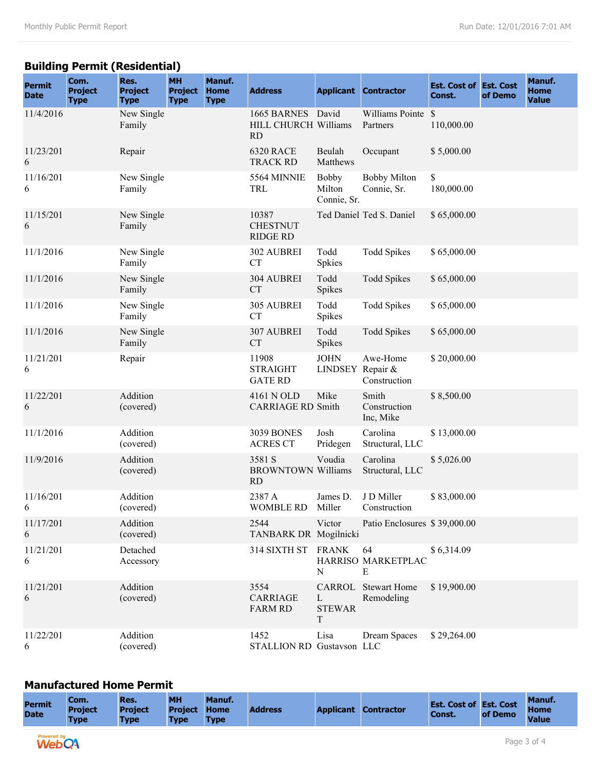## Building Permit (Residential)

| Permit Date | Com. Project Type | Res. Project Type | MH Project Type | Manuf. Home Type | Address | Applicant | Contractor | Est. Cost of Const. | Est. Cost of Demo | Manuf. Home Value |
|---|---|---|---|---|---|---|---|---|---|---|
| 11/4/2016 | | New Single Family | | | 1665 BARNES HILL CHURCH RD | David Williams | Williams Pointe Partners | $ 110,000.00 | | |
| 11/23/2016 | | Repair | | | 6320 RACE TRACK RD | Beulah Matthews | Occupant | $ 5,000.00 | | |
| 11/16/2016 | | New Single Family | | | 5564 MINNIE TRL | Bobby Milton Connie, Sr. | Bobby Milton Connie, Sr. | $ 180,000.00 | | |
| 11/15/2016 | | New Single Family | | | 10387 CHESTNUT RIDGE RD | Ted Daniel | Ted S. Daniel | $ 65,000.00 | | |
| 11/1/2016 | | New Single Family | | | 302 AUBREI CT | Todd Spkies | Todd Spikes | $ 65,000.00 | | |
| 11/1/2016 | | New Single Family | | | 304 AUBREI CT | Todd Spikes | Todd Spikes | $ 65,000.00 | | |
| 11/1/2016 | | New Single Family | | | 305 AUBREI CT | Todd Spikes | Todd Spikes | $ 65,000.00 | | |
| 11/1/2016 | | New Single Family | | | 307 AUBREI CT | Todd Spikes | Todd Spikes | $ 65,000.00 | | |
| 11/21/2016 | | Repair | | | 11908 STRAIGHT GATE RD | JOHN LINDSEY | Awe-Home Repair & Construction | $ 20,000.00 | | |
| 11/22/2016 | | Addition (covered) | | | 4161 N OLD CARRIAGE RD | Mike Smith | Smith Construction Inc, Mike | $ 8,500.00 | | |
| 11/1/2016 | | Addition (covered) | | | 3039 BONES ACRES CT | Josh Pridegen | Carolina Structural, LLC | $ 13,000.00 | | |
| 11/9/2016 | | Addition (covered) | | | 3581 S BROWNTOWN RD | Voudia Williams | Carolina Structural, LLC | $ 5,026.00 | | |
| 11/16/2016 | | Addition (covered) | | | 2387 A WOMBLE RD | James D. Miller | J D Miller Construction | $ 83,000.00 | | |
| 11/17/2016 | | Addition (covered) | | | 2544 TANBARK DR | Victor Mogilnicki | Patio Enclosures | $ 39,000.00 | | |
| 11/21/2016 | | Detached Accessory | | | 314 SIXTH ST | FRANK HARRISON | 64 MARKETPLACE | $ 6,314.09 | | |
| 11/21/2016 | | Addition (covered) | | | 3554 CARRIAGE FARM RD | CARROLL STEWART | Stewart Home Remodeling | $ 19,900.00 | | |
| 11/22/2016 | | Addition (covered) | | | 1452 STALLION RD | Lisa Gustavson | Dream Spaces LLC | $ 29,264.00 | | |

## Manufactured Home Permit

| Permit Date | Com. Project Type | Res. Project Type | MH Project Type | Manuf. Home Type | Address | Applicant | Contractor | Est. Cost of Const. | Est. Cost of Demo | Manuf. Home Value |
|---|---|---|---|---|---|---|---|---|---|---|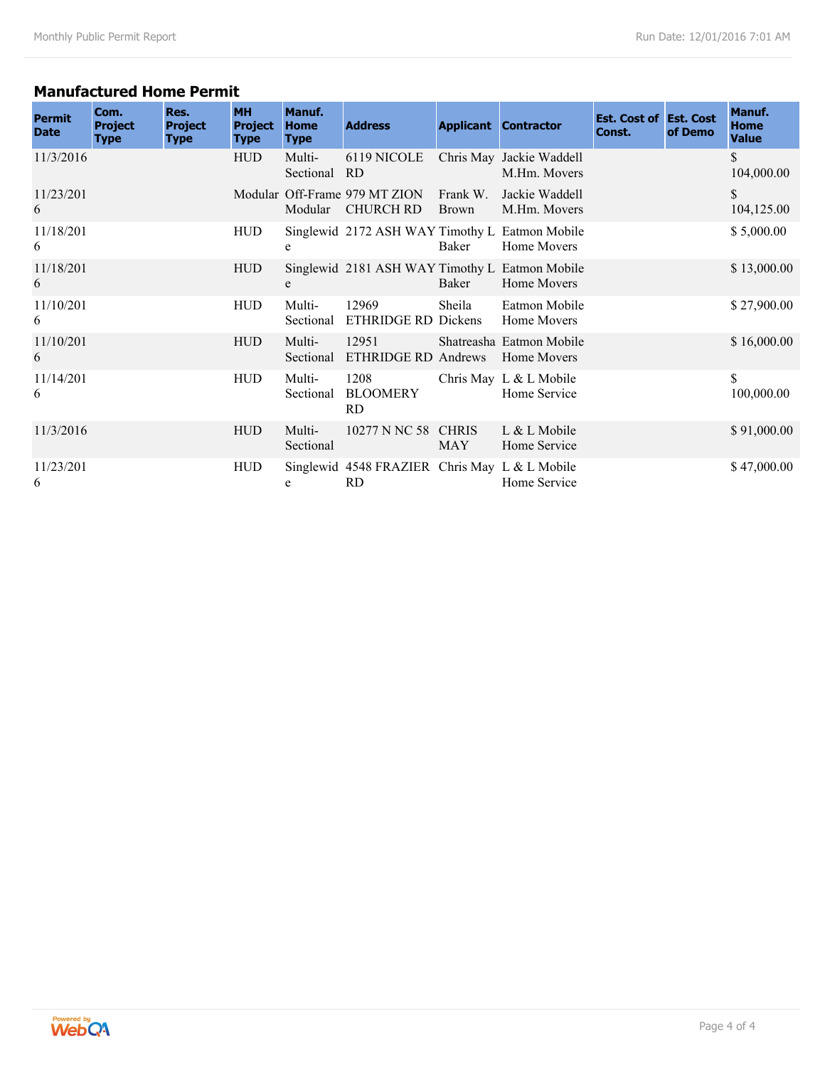## Manufactured Home Permit

| Permit Date | Com. Project Type | Res. Project Type | MH Project Type | Manuf. Home Type | Address | Applicant | Contractor | Est. Cost of Const. | Est. Cost of Demo | Manuf. Home Value |
|---|---|---|---|---|---|---|---|---|---|---|
| 11/3/2016 | | | HUD | Multi-Sectional | 6119 NICOLE RD | Chris May | Jackie Waddell M.Hm. Movers | | | $ 104,000.00 |
| 11/23/2016 | | | Modular | Off-Frame Modular | 979 MT ZION CHURCH RD | Frank W. Brown | Jackie Waddell M.Hm. Movers | | | $ 104,125.00 |
| 11/18/2016 | | | HUD | Singlewide | 2172 ASH WAY | Timothy L Baker | Eatmon Mobile Home Movers | | | $ 5,000.00 |
| 11/18/2016 | | | HUD | Singlewide | 2181 ASH WAY | Timothy L Baker | Eatmon Mobile Home Movers | | | $ 13,000.00 |
| 11/10/2016 | | | HUD | Multi-Sectional | 12969 ETHRIDGE RD | Sheila Dickens | Eatmon Mobile Home Movers | | | $ 27,900.00 |
| 11/10/2016 | | | HUD | Multi-Sectional | 12951 ETHRIDGE RD | Shatreasha Andrews | Eatmon Mobile Home Movers | | | $ 16,000.00 |
| 11/14/2016 | | | HUD | Multi-Sectional | 1208 BLOOMERY RD | Chris May | L & L Mobile Home Service | | | $ 100,000.00 |
| 11/3/2016 | | | HUD | Multi-Sectional | 10277 N NC 58 | CHRIS MAY | L & L Mobile Home Service | | | $ 91,000.00 |
| 11/23/2016 | | | HUD | Singlewide | 4548 FRAZIER RD | Chris May | L & L Mobile Home Service | | | $ 47,000.00 |